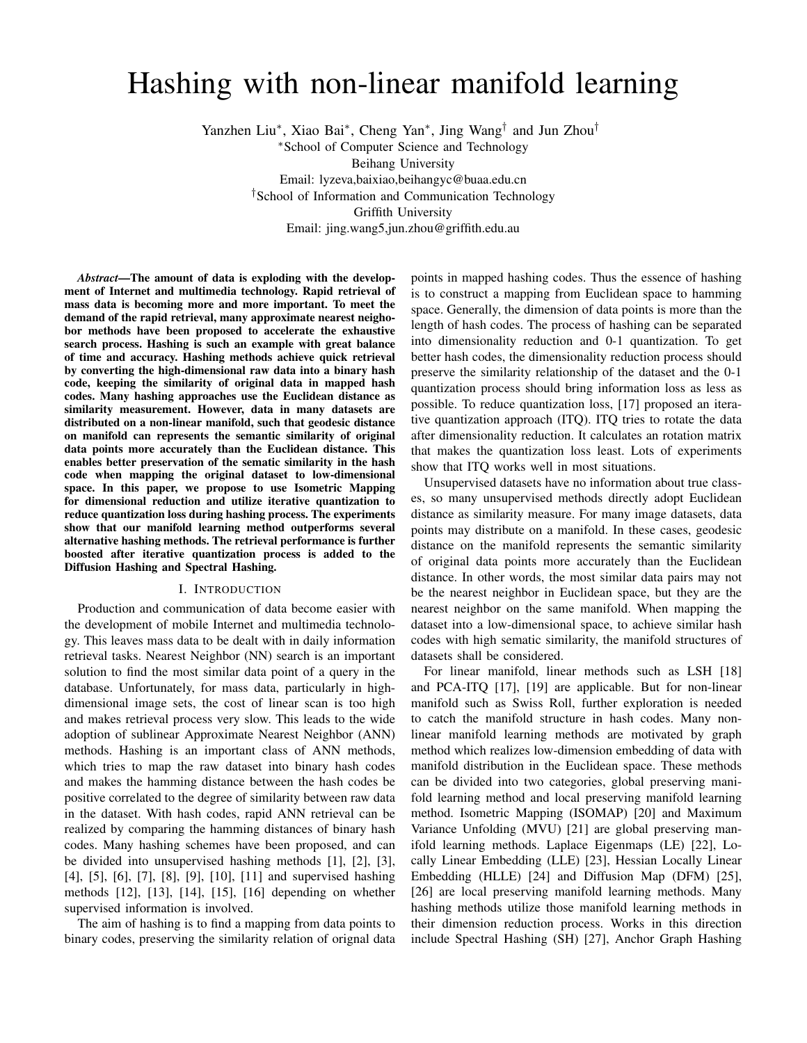# Hashing with non-linear manifold learning

Yanzhen Liu*, Xiao Bai*, Cheng Yan*, Jing Wang† and Jun Zhou†

*School of Computer Science and Technology
Beihang University
Email: lyzeva,baixiao,beihangyc@buaa.edu.cn

†School of Information and Communication Technology
Griffith University
Email: jing.wang5,jun.zhou@griffith.edu.au

***Abstract*—The amount of data is exploding with the development of Internet and multimedia technology. Rapid retrieval of mass data is becoming more and more important. To meet the demand of the rapid retrieval, many approximate nearest neighbor methods have been proposed to accelerate the exhaustive search process. Hashing is such an example with great balance of time and accuracy. Hashing methods achieve quick retrieval by converting the high-dimensional raw data into a binary hash code, keeping the similarity of original data in mapped hash codes. Many hashing approaches use the Euclidean distance as similarity measurement. However, data in many datasets are distributed on a non-linear manifold, such that geodesic distance on manifold can represents the semantic similarity of original data points more accurately than the Euclidean distance. This enables better preservation of the sematic similarity in the hash code when mapping the original dataset to low-dimensional space. In this paper, we propose to use Isometric Mapping for dimensional reduction and utilize iterative quantization to reduce quantization loss during hashing process. The experiments show that our manifold learning method outperforms several alternative hashing methods. The retrieval performance is further boosted after iterative quantization process is added to the Diffusion Hashing and Spectral Hashing.**

## I. Introduction

Production and communication of data become easier with the development of mobile Internet and multimedia technology. This leaves mass data to be dealt with in daily information retrieval tasks. Nearest Neighbor (NN) search is an important solution to find the most similar data point of a query in the database. Unfortunately, for mass data, particularly in high-dimensional image sets, the cost of linear scan is too high and makes retrieval process very slow. This leads to the wide adoption of sublinear Approximate Nearest Neighbor (ANN) methods. Hashing is an important class of ANN methods, which tries to map the raw dataset into binary hash codes and makes the hamming distance between the hash codes be positive correlated to the degree of similarity between raw data in the dataset. With hash codes, rapid ANN retrieval can be realized by comparing the hamming distances of binary hash codes. Many hashing schemes have been proposed, and can be divided into unsupervised hashing methods [1], [2], [3], [4], [5], [6], [7], [8], [9], [10], [11] and supervised hashing methods [12], [13], [14], [15], [16] depending on whether supervised information is involved.

The aim of hashing is to find a mapping from data points to binary codes, preserving the similarity relation of orignal data points in mapped hashing codes. Thus the essence of hashing is to construct a mapping from Euclidean space to hamming space. Generally, the dimension of data points is more than the length of hash codes. The process of hashing can be separated into dimensionality reduction and 0-1 quantization. To get better hash codes, the dimensionality reduction process should preserve the similarity relationship of the dataset and the 0-1 quantization process should bring information loss as less as possible. To reduce quantization loss, [17] proposed an iterative quantization approach (ITQ). ITQ tries to rotate the data after dimensionality reduction. It calculates an rotation matrix that makes the quantization loss least. Lots of experiments show that ITQ works well in most situations.

Unsupervised datasets have no information about true classes, so many unsupervised methods directly adopt Euclidean distance as similarity measure. For many image datasets, data points may distribute on a manifold. In these cases, geodesic distance on the manifold represents the semantic similarity of original data points more accurately than the Euclidean distance. In other words, the most similar data pairs may not be the nearest neighbor in Euclidean space, but they are the nearest neighbor on the same manifold. When mapping the dataset into a low-dimensional space, to achieve similar hash codes with high sematic similarity, the manifold structures of datasets shall be considered.

For linear manifold, linear methods such as LSH [18] and PCA-ITQ [17], [19] are applicable. But for non-linear manifold such as Swiss Roll, further exploration is needed to catch the manifold structure in hash codes. Many non-linear manifold learning methods are motivated by graph method which realizes low-dimension embedding of data with manifold distribution in the Euclidean space. These methods can be divided into two categories, global preserving manifold learning method and local preserving manifold learning method. Isometric Mapping (ISOMAP) [20] and Maximum Variance Unfolding (MVU) [21] are global preserving manifold learning methods. Laplace Eigenmaps (LE) [22], Locally Linear Embedding (LLE) [23], Hessian Locally Linear Embedding (HLLE) [24] and Diffusion Map (DFM) [25], [26] are local preserving manifold learning methods. Many hashing methods utilize those manifold learning methods in their dimension reduction process. Works in this direction include Spectral Hashing (SH) [27], Anchor Graph Hashing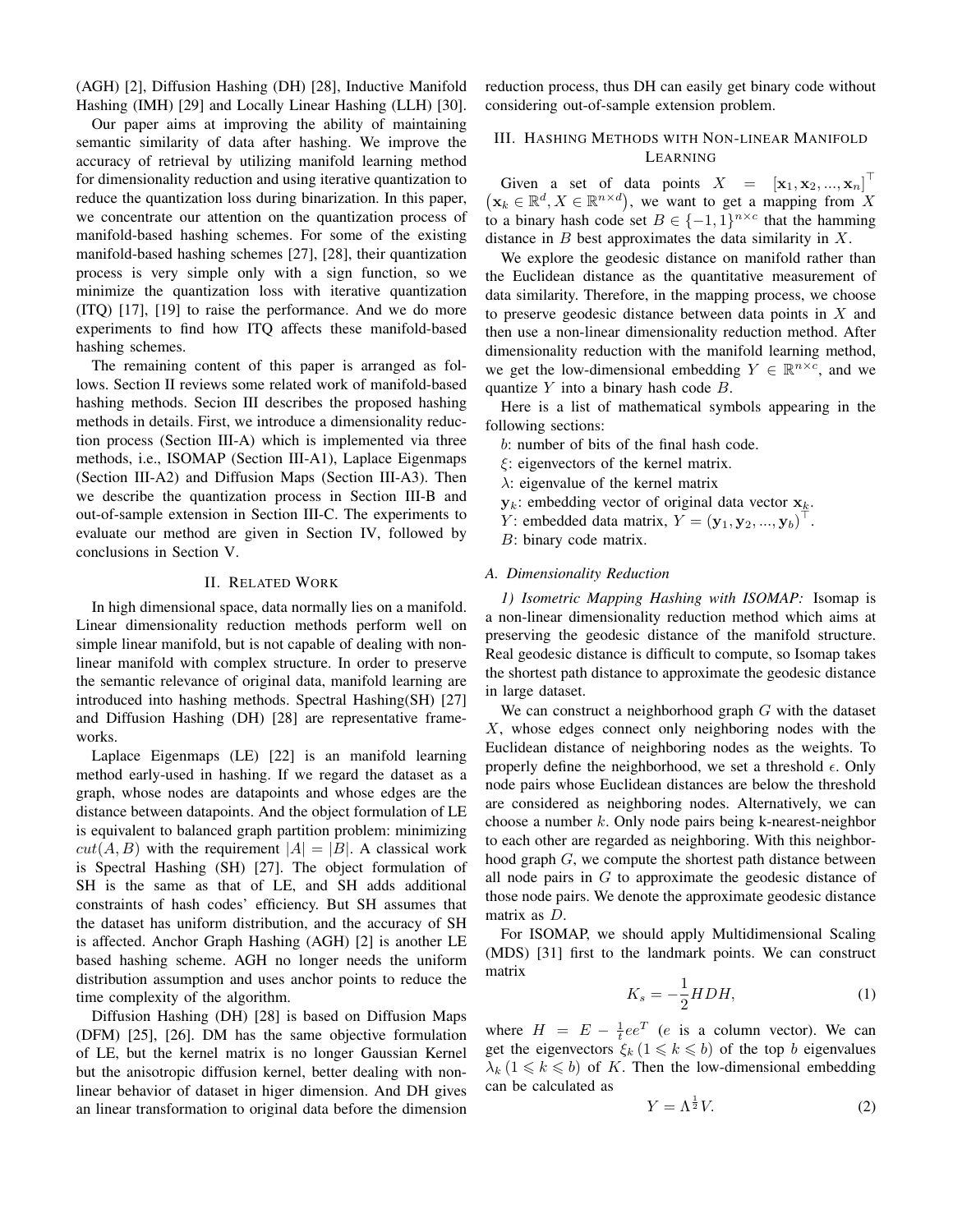(AGH) [2], Diffusion Hashing (DH) [28], Inductive Manifold Hashing (IMH) [29] and Locally Linear Hashing (LLH) [30].

Our paper aims at improving the ability of maintaining semantic similarity of data after hashing. We improve the accuracy of retrieval by utilizing manifold learning method for dimensionality reduction and using iterative quantization to reduce the quantization loss during binarization. In this paper, we concentrate our attention on the quantization process of manifold-based hashing schemes. For some of the existing manifold-based hashing schemes [27], [28], their quantization process is very simple only with a sign function, so we minimize the quantization loss with iterative quantization (ITQ) [17], [19] to raise the performance. And we do more experiments to find how ITQ affects these manifold-based hashing schemes.

The remaining content of this paper is arranged as follows. Section II reviews some related work of manifold-based hashing methods. Secion III describes the proposed hashing methods in details. First, we introduce a dimensionality reduction process (Section III-A) which is implemented via three methods, i.e., ISOMAP (Section III-A1), Laplace Eigenmaps (Section III-A2) and Diffusion Maps (Section III-A3). Then we describe the quantization process in Section III-B and out-of-sample extension in Section III-C. The experiments to evaluate our method are given in Section IV, followed by conclusions in Section V.

## II. Related Work

In high dimensional space, data normally lies on a manifold. Linear dimensionality reduction methods perform well on simple linear manifold, but is not capable of dealing with non-linear manifold with complex structure. In order to preserve the semantic relevance of original data, manifold learning are introduced into hashing methods. Spectral Hashing(SH) [27] and Diffusion Hashing (DH) [28] are representative frameworks.

Laplace Eigenmaps (LE) [22] is an manifold learning method early-used in hashing. If we regard the dataset as a graph, whose nodes are datapoints and whose edges are the distance between datapoints. And the object formulation of LE is equivalent to balanced graph partition problem: minimizing $cut(A, B)$ with the requirement $|A| = |B|$. A classical work is Spectral Hashing (SH) [27]. The object formulation of SH is the same as that of LE, and SH adds additional constraints of hash codes' efficiency. But SH assumes that the dataset has uniform distribution, and the accuracy of SH is affected. Anchor Graph Hashing (AGH) [2] is another LE based hashing scheme. AGH no longer needs the uniform distribution assumption and uses anchor points to reduce the time complexity of the algorithm.

Diffusion Hashing (DH) [28] is based on Diffusion Maps (DFM) [25], [26]. DM has the same objective formulation of LE, but the kernel matrix is no longer Gaussian Kernel but the anisotropic diffusion kernel, better dealing with non-linear behavior of dataset in higer dimension. And DH gives an linear transformation to original data before the dimension reduction process, thus DH can easily get binary code without considering out-of-sample extension problem.

## III. Hashing Methods with Non-linear Manifold Learning

Given a set of data points $X = [\mathbf{x}_1, \mathbf{x}_2, ..., \mathbf{x}_n]^\top$ $\left(\mathbf{x}_k \in \mathbb{R}^d, X \in \mathbb{R}^{n \times d}\right)$, we want to get a mapping from $X$ to a binary hash code set $B \in \{-1, 1\}^{n \times c}$ that the hamming distance in $B$ best approximates the data similarity in $X$.

We explore the geodesic distance on manifold rather than the Euclidean distance as the quantitative measurement of data similarity. Therefore, in the mapping process, we choose to preserve geodesic distance between data points in $X$ and then use a non-linear dimensionality reduction method. After dimensionality reduction with the manifold learning method, we get the low-dimensional embedding $Y \in \mathbb{R}^{n \times c}$, and we quantize $Y$ into a binary hash code $B$.

Here is a list of mathematical symbols appearing in the following sections:

$b$: number of bits of the final hash code.

$\xi$: eigenvectors of the kernel matrix.

$\lambda$: eigenvalue of the kernel matrix

$\mathbf{y}_k$: embedding vector of original data vector $\mathbf{x}_k$.

$Y$: embedded data matrix, $Y = (\mathbf{y}_1, \mathbf{y}_2, ..., \mathbf{y}_b)^\top$.

$B$: binary code matrix.

### A. Dimensionality Reduction

*1) Isometric Mapping Hashing with ISOMAP:* Isomap is a non-linear dimensionality reduction method which aims at preserving the geodesic distance of the manifold structure. Real geodesic distance is difficult to compute, so Isomap takes the shortest path distance to approximate the geodesic distance in large dataset.

We can construct a neighborhood graph $G$ with the dataset $X$, whose edges connect only neighboring nodes with the Euclidean distance of neighboring nodes as the weights. To properly define the neighborhood, we set a threshold $\epsilon$. Only node pairs whose Euclidean distances are below the threshold are considered as neighboring nodes. Alternatively, we can choose a number $k$. Only node pairs being k-nearest-neighbor to each other are regarded as neighboring. With this neighborhood graph $G$, we compute the shortest path distance between all node pairs in $G$ to approximate the geodesic distance of those node pairs. We denote the approximate geodesic distance matrix as $D$.

For ISOMAP, we should apply Multidimensional Scaling (MDS) [31] first to the landmark points. We can construct matrix

$$K_s = -\frac{1}{2} HDH, \tag{1}$$

where $H = E - \frac{1}{t} ee^T$ ($e$ is a column vector). We can get the eigenvectors $\xi_k \, (1 \leqslant k \leqslant b)$ of the top $b$ eigenvalues $\lambda_k \, (1 \leqslant k \leqslant b)$ of $K$. Then the low-dimensional embedding can be calculated as

$$Y = \Lambda^{\frac{1}{2}} V. \tag{2}$$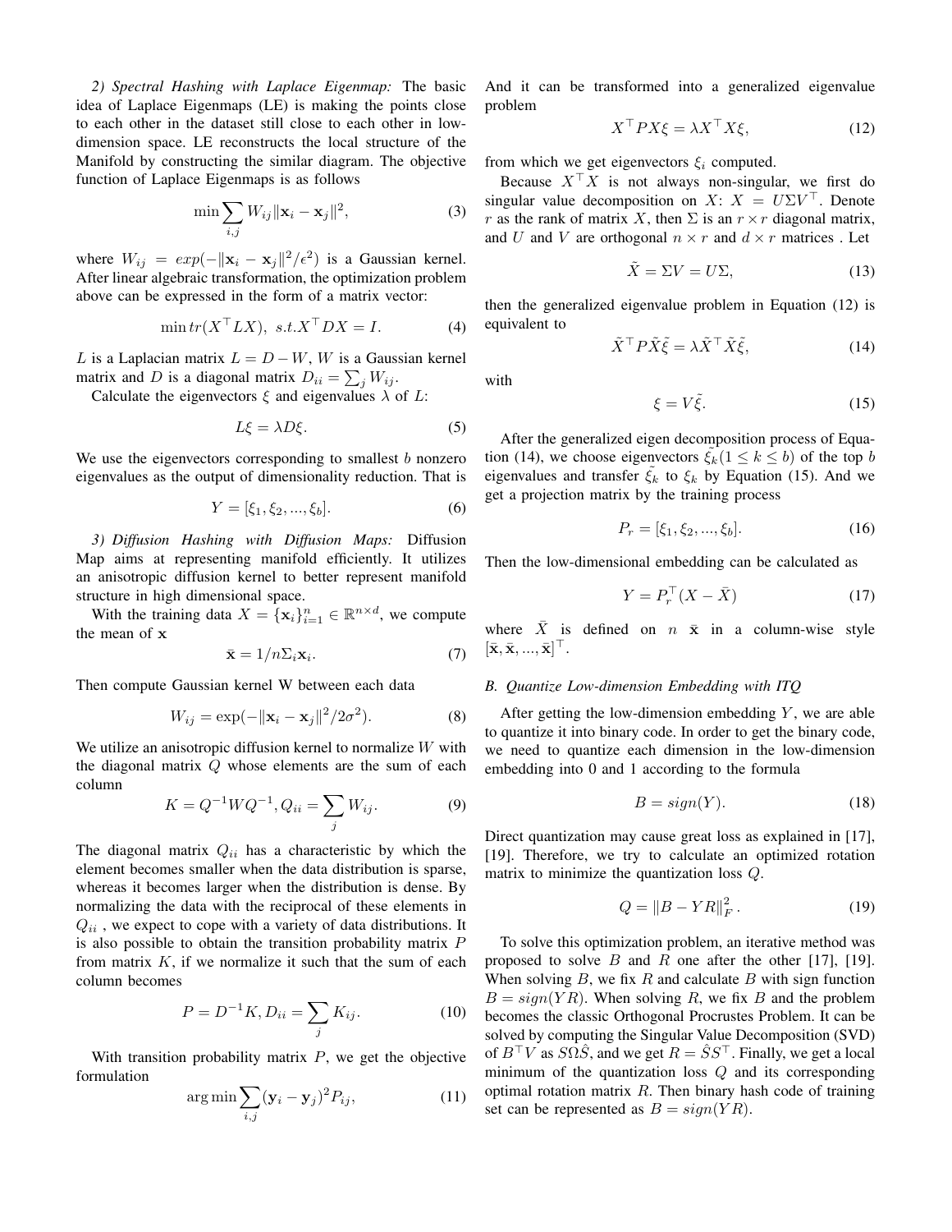*2) Spectral Hashing with Laplace Eigenmap:* The basic idea of Laplace Eigenmaps (LE) is making the points close to each other in the dataset still close to each other in low-dimension space. LE reconstructs the local structure of the Manifold by constructing the similar diagram. The objective function of Laplace Eigenmaps is as follows

$$\min \sum_{i,j} W_{ij} \|\mathbf{x}_i - \mathbf{x}_j\|^2, \tag{3}$$

where $W_{ij} = exp(-\|\mathbf{x}_i - \mathbf{x}_j\|^2/\epsilon^2)$ is a Gaussian kernel. After linear algebraic transformation, the optimization problem above can be expressed in the form of a matrix vector:

$$\min tr(X^\top LX), \; s.t. X^\top DX = I. \tag{4}$$

$L$ is a Laplacian matrix $L = D - W$, $W$ is a Gaussian kernel matrix and $D$ is a diagonal matrix $D_{ii} = \sum_j W_{ij}$.

Calculate the eigenvectors $\xi$ and eigenvalues $\lambda$ of $L$:

$$L\xi = \lambda D\xi. \tag{5}$$

We use the eigenvectors corresponding to smallest $b$ nonzero eigenvalues as the output of dimensionality reduction. That is

$$Y = [\xi_1, \xi_2, ..., \xi_b]. \tag{6}$$

*3) Diffusion Hashing with Diffusion Maps:* Diffusion Map aims at representing manifold efficiently. It utilizes an anisotropic diffusion kernel to better represent manifold structure in high dimensional space.

With the training data $X = \{\mathbf{x}_i\}_{i=1}^n \in \mathbb{R}^{n\times d}$, we compute the mean of $\mathbf{x}$

$$\bar{\mathbf{x}} = 1/n\Sigma_i \mathbf{x}_i. \tag{7}$$

Then compute Gaussian kernel W between each data

$$W_{ij} = \exp(-\|\mathbf{x}_i - \mathbf{x}_j\|^2/2\sigma^2). \tag{8}$$

We utilize an anisotropic diffusion kernel to normalize $W$ with the diagonal matrix $Q$ whose elements are the sum of each column

$$K = Q^{-1}WQ^{-1}, Q_{ii} = \sum_j W_{ij}. \tag{9}$$

The diagonal matrix $Q_{ii}$ has a characteristic by which the element becomes smaller when the data distribution is sparse, whereas it becomes larger when the distribution is dense. By normalizing the data with the reciprocal of these elements in $Q_{ii}$ , we expect to cope with a variety of data distributions. It is also possible to obtain the transition probability matrix $P$ from matrix $K$, if we normalize it such that the sum of each column becomes

$$P = D^{-1}K, D_{ii} = \sum_j K_{ij}. \tag{10}$$

With transition probability matrix $P$, we get the objective formulation

$$\arg\min \sum_{i,j} (\mathbf{y}_i - \mathbf{y}_j)^2 P_{ij}, \tag{11}$$

And it can be transformed into a generalized eigenvalue problem

$$X^\top PX\xi = \lambda X^\top X\xi, \tag{12}$$

from which we get eigenvectors $\xi_i$ computed.

Because $X^\top X$ is not always non-singular, we first do singular value decomposition on $X$: $X = U\Sigma V^\top$. Denote $r$ as the rank of matrix $X$, then $\Sigma$ is an $r \times r$ diagonal matrix, and $U$ and $V$ are orthogonal $n \times r$ and $d \times r$ matrices . Let

$$\tilde{X} = \Sigma V = U\Sigma, \tag{13}$$

then the generalized eigenvalue problem in Equation (12) is equivalent to

$$\tilde{X}^\top P\tilde{X}\tilde{\xi} = \lambda \tilde{X}^\top \tilde{X}\tilde{\xi}, \tag{14}$$

with

$$\xi = V\tilde{\xi}. \tag{15}$$

After the generalized eigen decomposition process of Equation (14), we choose eigenvectors $\tilde{\xi_k} (1 \leq k \leq b)$ of the top $b$ eigenvalues and transfer $\tilde{\xi_k}$ to $\xi_k$ by Equation (15). And we get a projection matrix by the training process

$$P_r = [\xi_1, \xi_2, ..., \xi_b]. \tag{16}$$

Then the low-dimensional embedding can be calculated as

$$Y = P_r^\top (X - \bar{X}) \tag{17}$$

where $\bar{X}$ is defined on $n$ $\bar{\mathbf{x}}$ in a column-wise style $[\bar{\mathbf{x}}, \bar{\mathbf{x}}, ..., \bar{\mathbf{x}}]^\top$.

### *B. Quantize Low-dimension Embedding with ITQ*

After getting the low-dimension embedding $Y$, we are able to quantize it into binary code. In order to get the binary code, we need to quantize each dimension in the low-dimension embedding into 0 and 1 according to the formula

$$B = sign(Y). \tag{18}$$

Direct quantization may cause great loss as explained in [17], [19]. Therefore, we try to calculate an optimized rotation matrix to minimize the quantization loss $Q$.

$$Q = \|B - YR\|_F^2. \tag{19}$$

To solve this optimization problem, an iterative method was proposed to solve $B$ and $R$ one after the other [17], [19]. When solving $B$, we fix $R$ and calculate $B$ with sign function $B = sign(YR)$. When solving $R$, we fix $B$ and the problem becomes the classic Orthogonal Procrustes Problem. It can be solved by computing the Singular Value Decomposition (SVD) of $B^\top V$ as $S\Omega\hat{S}$, and we get $R = \hat{S}S^\top$. Finally, we get a local minimum of the quantization loss $Q$ and its corresponding optimal rotation matrix $R$. Then binary hash code of training set can be represented as $B = sign(YR)$.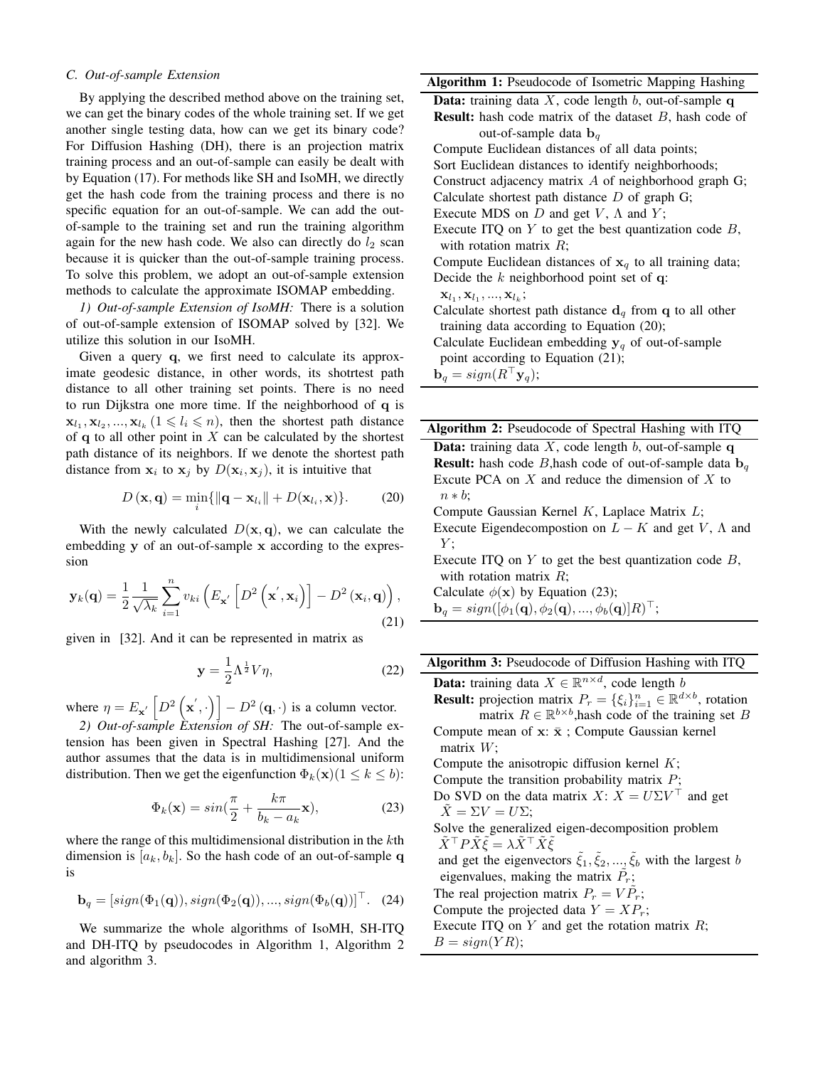### C. Out-of-sample Extension

By applying the described method above on the training set, we can get the binary codes of the whole training set. If we get another single testing data, how can we get its binary code? For Diffusion Hashing (DH), there is an projection matrix training process and an out-of-sample can easily be dealt with by Equation (17). For methods like SH and IsoMH, we directly get the hash code from the training process and there is no specific equation for an out-of-sample. We can add the out-of-sample to the training set and run the training algorithm again for the new hash code. We also can directly do $l_2$ scan because it is quicker than the out-of-sample training process. To solve this problem, we adopt an out-of-sample extension methods to calculate the approximate ISOMAP embedding.

*1) Out-of-sample Extension of IsoMH:* There is a solution of out-of-sample extension of ISOMAP solved by [32]. We utilize this solution in our IsoMH.

Given a query $\mathbf{q}$, we first need to calculate its approximate geodesic distance, in other words, its shotrtest path distance to all other training set points. There is no need to run Dijkstra one more time. If the neighborhood of $\mathbf{q}$ is $\mathbf{x}_{l_1}, \mathbf{x}_{l_2}, ..., \mathbf{x}_{l_k}$ $(1 \leqslant l_i \leqslant n)$, then the shortest path distance of $\mathbf{q}$ to all other point in $X$ can be calculated by the shortest path distance of its neighbors. If we denote the shortest path distance from $\mathbf{x}_i$ to $\mathbf{x}_j$ by $D(\mathbf{x}_i, \mathbf{x}_j)$, it is intuitive that

$$D(\mathbf{x}, \mathbf{q}) = \min_i \{\|\mathbf{q} - \mathbf{x}_{l_i}\| + D(\mathbf{x}_{l_i}, \mathbf{x})\}. \tag{20}$$

With the newly calculated $D(\mathbf{x}, \mathbf{q})$, we can calculate the embedding $\mathbf{y}$ of an out-of-sample $\mathbf{x}$ according to the expression

$$\mathbf{y}_k(\mathbf{q}) = \frac{1}{2}\frac{1}{\sqrt{\lambda_k}}\sum_{i=1}^{n} v_{ki}\left(E_{\mathbf{x}'}\left[D^2\left(\mathbf{x}', \mathbf{x}_i\right)\right] - D^2\left(\mathbf{x}_i, \mathbf{q}\right)\right), \tag{21}$$

given in [32]. And it can be represented in matrix as

$$\mathbf{y} = \frac{1}{2}\Lambda^{\frac{1}{2}} V \eta, \tag{22}$$

where $\eta = E_{\mathbf{x}'}\left[D^2\left(\mathbf{x}', \cdot\right)\right] - D^2\left(\mathbf{q}, \cdot\right)$ is a column vector.

*2) Out-of-sample Extension of SH:* The out-of-sample extension has been given in Spectral Hashing [27]. And the author assumes that the data is in multidimensional uniform distribution. Then we get the eigenfunction $\Phi_k(\mathbf{x})(1 \le k \le b)$:

$$\Phi_k(\mathbf{x}) = sin(\frac{\pi}{2} + \frac{k\pi}{b_k - a_k}\mathbf{x}), \tag{23}$$

where the range of this multidimensional distribution in the $k$th dimension is $[a_k, b_k]$. So the hash code of an out-of-sample $\mathbf{q}$ is

$$\mathbf{b}_q = [sign(\Phi_1(\mathbf{q})), sign(\Phi_2(\mathbf{q})), ..., sign(\Phi_b(\mathbf{q}))]^\top. \tag{24}$$

We summarize the whole algorithms of IsoMH, SH-ITQ and DH-ITQ by pseudocodes in Algorithm 1, Algorithm 2 and algorithm 3.

**Algorithm 1:** Pseudocode of Isometric Mapping Hashing

**Data:** training data $X$, code length $b$, out-of-sample $\mathbf{q}$
**Result:** hash code matrix of the dataset $B$, hash code of out-of-sample data $\mathbf{b}_q$

- Compute Euclidean distances of all data points;
- Sort Euclidean distances to identify neighborhoods;
- Construct adjacency matrix $A$ of neighborhood graph G;
- Calculate shortest path distance $D$ of graph G;
- Execute MDS on $D$ and get $V$, $\Lambda$ and $Y$;
- Execute ITQ on $Y$ to get the best quantization code $B$, with rotation matrix $R$;
- Compute Euclidean distances of $\mathbf{x}_q$ to all training data;
- Decide the $k$ neighborhood point set of $\mathbf{q}$: $\mathbf{x}_{l_1}, \mathbf{x}_{l_1}, ..., \mathbf{x}_{l_k}$;
- Calculate shortest path distance $\mathbf{d}_q$ from $\mathbf{q}$ to all other training data according to Equation (20);
- Calculate Euclidean embedding $\mathbf{y}_q$ of out-of-sample point according to Equation (21);
- $\mathbf{b}_q = sign(R^\top \mathbf{y}_q)$;

**Algorithm 2:** Pseudocode of Spectral Hashing with ITQ

**Data:** training data $X$, code length $b$, out-of-sample $\mathbf{q}$
**Result:** hash code $B$,hash code of out-of-sample data $\mathbf{b}_q$

- Excute PCA on $X$ and reduce the dimension of $X$ to $n * b$;
- Compute Gaussian Kernel $K$, Laplace Matrix $L$;
- Execute Eigendecompostion on $L - K$ and get $V$, $\Lambda$ and $Y$;
- Execute ITQ on $Y$ to get the best quantization code $B$, with rotation matrix $R$;
- Calculate $\phi(\mathbf{x})$ by Equation (23);
- $\mathbf{b}_q = sign([\phi_1(\mathbf{q}), \phi_2(\mathbf{q}), ..., \phi_b(\mathbf{q})]R)^\top$;

**Algorithm 3:** Pseudocode of Diffusion Hashing with ITQ

**Data:** training data $X \in \mathbb{R}^{n \times d}$, code length $b$
**Result:** projection matrix $P_r = \{\xi_i\}_{i=1}^n \in \mathbb{R}^{d \times b}$, rotation matrix $R \in \mathbb{R}^{b \times b}$,hash code of the training set $B$

- Compute mean of $\mathbf{x}$: $\bar{\mathbf{x}}$ ; Compute Gaussian kernel matrix $W$;
- Compute the anisotropic diffusion kernel $K$;
- Compute the transition probability matrix $P$;
- Do SVD on the data matrix $X$: $X = U\Sigma V^\top$ and get $\tilde{X} = \Sigma V = U\Sigma$;
- Solve the generalized eigen-decomposition problem $\tilde{X}^\top P \tilde{X}\tilde{\xi} = \lambda \tilde{X}^\top \tilde{X}\tilde{\xi}$ and get the eigenvectors $\tilde{\xi}_1, \tilde{\xi}_2, ..., \tilde{\xi}_b$ with the largest $b$ eigenvalues, making the matrix $\tilde{P}_r$;
- The real projection matrix $P_r = V\tilde{P}_r$;
- Compute the projected data $Y = XP_r$;
- Execute ITQ on $Y$ and get the rotation matrix $R$;
- $B = sign(YR)$;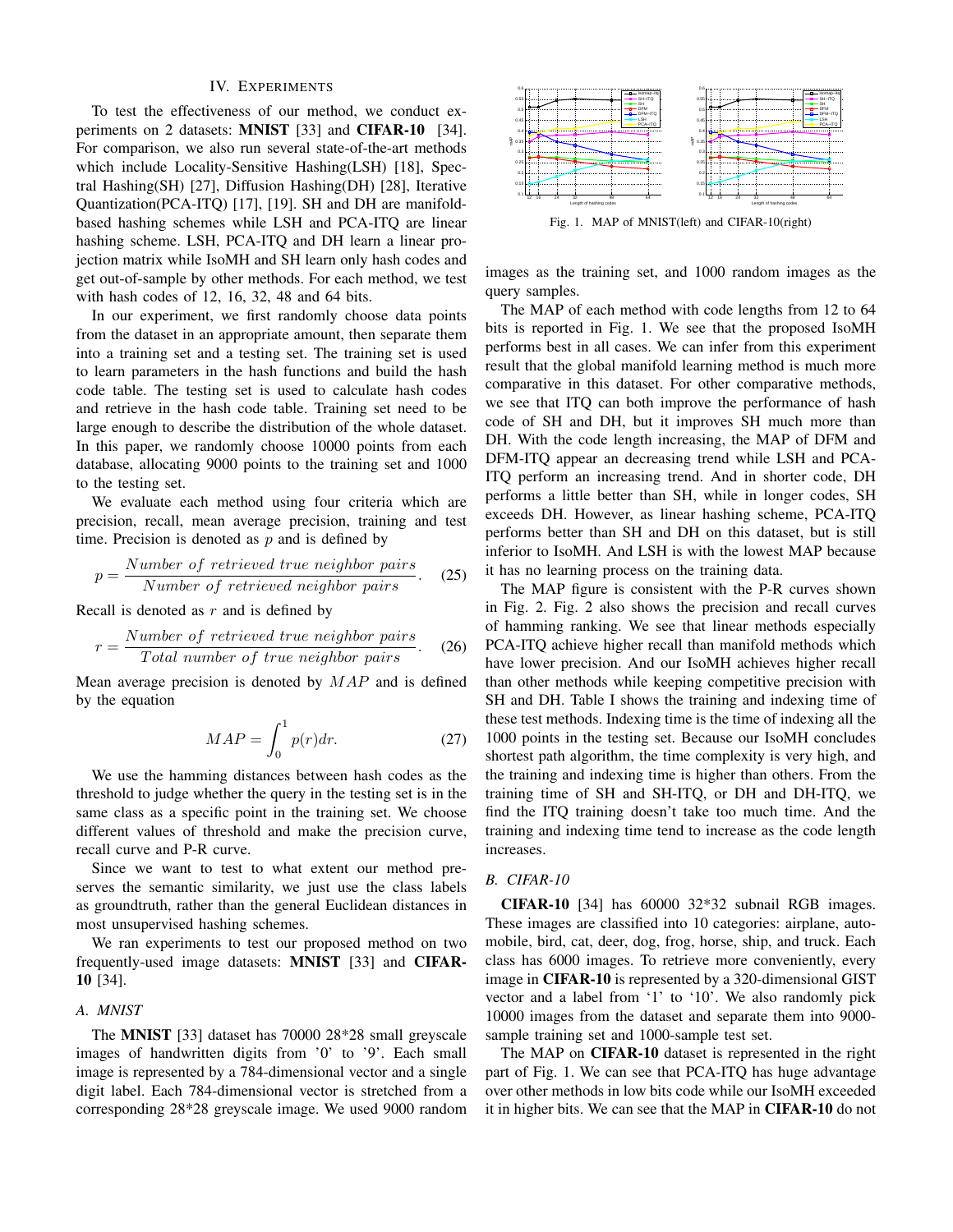## IV. EXPERIMENTS

To test the effectiveness of our method, we conduct experiments on 2 datasets: **MNIST** [33] and **CIFAR-10** [34]. For comparison, we also run several state-of-the-art methods which include Locality-Sensitive Hashing(LSH) [18], Spectral Hashing(SH) [27], Diffusion Hashing(DH) [28], Iterative Quantization(PCA-ITQ) [17], [19]. SH and DH are manifold-based hashing schemes while LSH and PCA-ITQ are linear hashing scheme. LSH, PCA-ITQ and DH learn a linear projection matrix while IsoMH and SH learn only hash codes and get out-of-sample by other methods. For each method, we test with hash codes of 12, 16, 32, 48 and 64 bits.

In our experiment, we first randomly choose data points from the dataset in an appropriate amount, then separate them into a training set and a testing set. The training set is used to learn parameters in the hash functions and build the hash code table. The testing set is used to calculate hash codes and retrieve in the hash code table. Training set need to be large enough to describe the distribution of the whole dataset. In this paper, we randomly choose 10000 points from each database, allocating 9000 points to the training set and 1000 to the testing set.

We evaluate each method using four criteria which are precision, recall, mean average precision, training and test time. Precision is denoted as $p$ and is defined by

$$p = \frac{Number\ of\ retrieved\ true\ neighbor\ pairs}{Number\ of\ retrieved\ neighbor\ pairs}. \quad (25)$$

Recall is denoted as $r$ and is defined by

$$r = \frac{Number\ of\ retrieved\ true\ neighbor\ pairs}{Total\ number\ of\ true\ neighbor\ pairs}. \quad (26)$$

Mean average precision is denoted by $MAP$ and is defined by the equation

$$MAP = \int_0^1 p(r)dr. \quad (27)$$

We use the hamming distances between hash codes as the threshold to judge whether the query in the testing set is in the same class as a specific point in the training set. We choose different values of threshold and make the precision curve, recall curve and P-R curve.

Since we want to test to what extent our method preserves the semantic similarity, we just use the class labels as groundtruth, rather than the general Euclidean distances in most unsupervised hashing schemes.

We ran experiments to test our proposed method on two frequently-used image datasets: **MNIST** [33] and **CIFAR-10** [34].

### A. MNIST

The **MNIST** [33] dataset has 70000 28*28 small greyscale images of handwritten digits from '0' to '9'. Each small image is represented by a 784-dimensional vector and a single digit label. Each 784-dimensional vector is stretched from a corresponding 28*28 greyscale image. We used 9000 random images as the training set, and 1000 random images as the query samples.

Fig. 1. MAP of MNIST(left) and CIFAR-10(right)

The MAP of each method with code lengths from 12 to 64 bits is reported in Fig. 1. We see that the proposed IsoMH performs best in all cases. We can infer from this experiment result that the global manifold learning method is much more comparative in this dataset. For other comparative methods, we see that ITQ can both improve the performance of hash code of SH and DH, but it improves SH much more than DH. With the code length increasing, the MAP of DFM and DFM-ITQ appear an decreasing trend while LSH and PCA-ITQ perform an increasing trend. And in shorter code, DH performs a little better than SH, while in longer codes, SH exceeds DH. However, as linear hashing scheme, PCA-ITQ performs better than SH and DH on this dataset, but is still inferior to IsoMH. And LSH is with the lowest MAP because it has no learning process on the training data.

The MAP figure is consistent with the P-R curves shown in Fig. 2. Fig. 2 also shows the precision and recall curves of hamming ranking. We see that linear methods especially PCA-ITQ achieve higher recall than manifold methods which have lower precision. And our IsoMH achieves higher recall than other methods while keeping competitive precision with SH and DH. Table I shows the training and indexing time of these test methods. Indexing time is the time of indexing all the 1000 points in the testing set. Because our IsoMH concludes shortest path algorithm, the time complexity is very high, and the training and indexing time is higher than others. From the training time of SH and SH-ITQ, or DH and DH-ITQ, we find the ITQ training doesn't take too much time. And the training and indexing time tend to increase as the code length increases.

### B. CIFAR-10

**CIFAR-10** [34] has 60000 32*32 subnail RGB images. These images are classified into 10 categories: airplane, automobile, bird, cat, deer, dog, frog, horse, ship, and truck. Each class has 6000 images. To retrieve more conveniently, every image in **CIFAR-10** is represented by a 320-dimensional GIST vector and a label from '1' to '10'. We also randomly pick 10000 images from the dataset and separate them into 9000-sample training set and 1000-sample test set.

The MAP on **CIFAR-10** dataset is represented in the right part of Fig. 1. We can see that PCA-ITQ has huge advantage over other methods in low bits code while our IsoMH exceeded it in higher bits. We can see that the MAP in **CIFAR-10** do not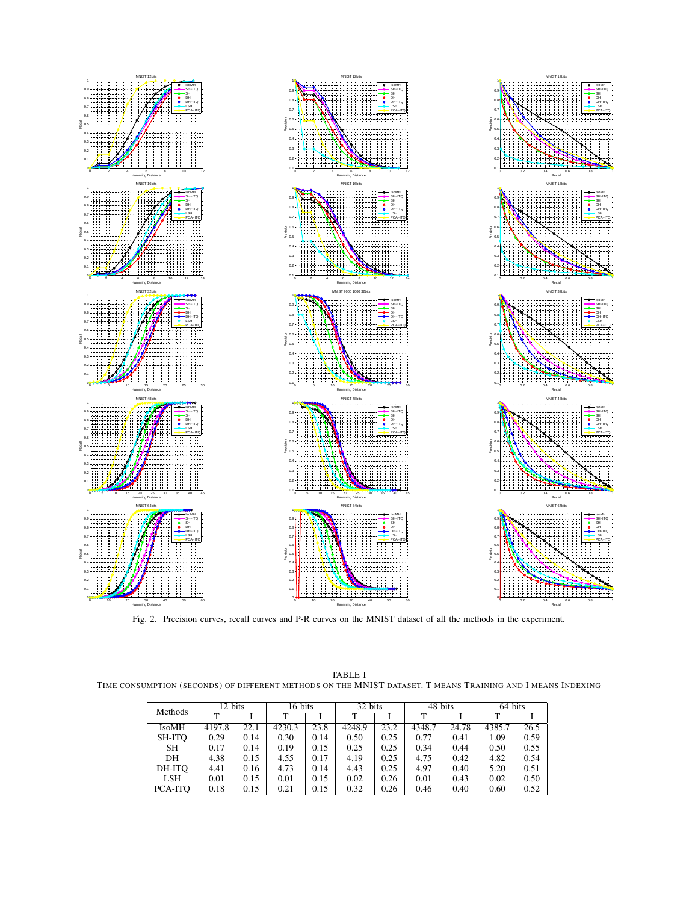Fig. 2. Precision curves, recall curves and P-R curves on the MNIST dataset of all the methods in the experiment.

TABLE I
TIME CONSUMPTION (SECONDS) OF DIFFERENT METHODS ON THE MNIST DATASET. T MEANS TRAINING AND I MEANS INDEXING

| Methods | 12 bits | | 16 bits | | 32 bits | | 48 bits | | 64 bits | |
|---|---|---|---|---|---|---|---|---|---|---|
| | T | I | T | I | T | I | T | I | T | I |
| IsoMH | 4197.8 | 22.1 | 4230.3 | 23.8 | 4248.9 | 23.2 | 4348.7 | 24.78 | 4385.7 | 26.5 |
| SH-ITQ | 0.29 | 0.14 | 0.30 | 0.14 | 0.50 | 0.25 | 0.77 | 0.41 | 1.09 | 0.59 |
| SH | 0.17 | 0.14 | 0.19 | 0.15 | 0.25 | 0.25 | 0.34 | 0.44 | 0.50 | 0.55 |
| DH | 4.38 | 0.15 | 4.55 | 0.17 | 4.19 | 0.25 | 4.75 | 0.42 | 4.82 | 0.54 |
| DH-ITQ | 4.41 | 0.16 | 4.73 | 0.14 | 4.43 | 0.25 | 4.97 | 0.40 | 5.20 | 0.51 |
| LSH | 0.01 | 0.15 | 0.01 | 0.15 | 0.02 | 0.26 | 0.01 | 0.43 | 0.02 | 0.50 |
| PCA-ITQ | 0.18 | 0.15 | 0.21 | 0.15 | 0.32 | 0.26 | 0.46 | 0.40 | 0.60 | 0.52 |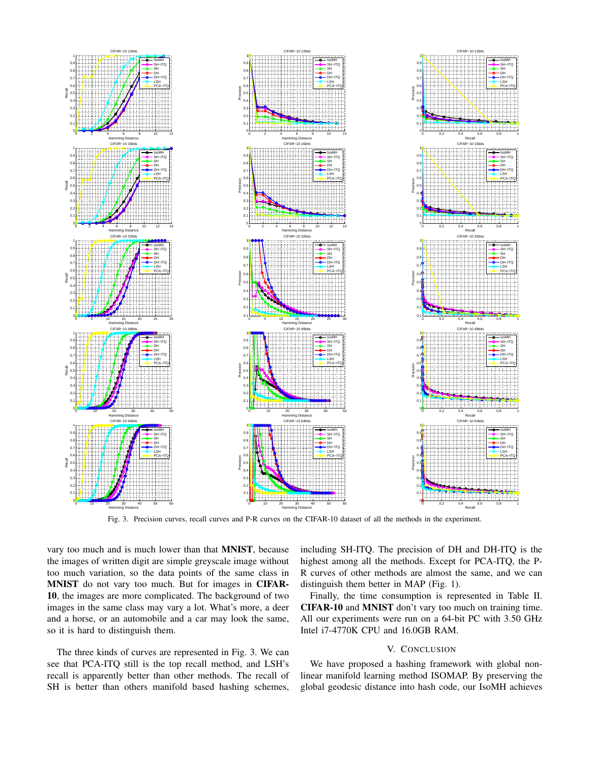Fig. 3. Precision curves, recall curves and P-R curves on the CIFAR-10 dataset of all the methods in the experiment.

vary too much and is much lower than that **MNIST**, because the images of written digit are simple greyscale image without too much variation, so the data points of the same class in **MNIST** do not vary too much. But for images in **CIFAR-10**, the images are more complicated. The background of two images in the same class may vary a lot. What's more, a deer and a horse, or an automobile and a car may look the same, so it is hard to distinguish them.

The three kinds of curves are represented in Fig. 3. We can see that PCA-ITQ still is the top recall method, and LSH's recall is apparently better than other methods. The recall of SH is better than others manifold based hashing schemes, including SH-ITQ. The precision of DH and DH-ITQ is the highest among all the methods. Except for PCA-ITQ, the P-R curves of other methods are almost the same, and we can distinguish them better in MAP (Fig. 1).

Finally, the time consumption is represented in Table II. **CIFAR-10** and **MNIST** don't vary too much on training time. All our experiments were run on a 64-bit PC with 3.50 GHz Intel i7-4770K CPU and 16.0GB RAM.

## V. Conclusion

We have proposed a hashing framework with global non-linear manifold learning method ISOMAP. By preserving the global geodesic distance into hash code, our IsoMH achieves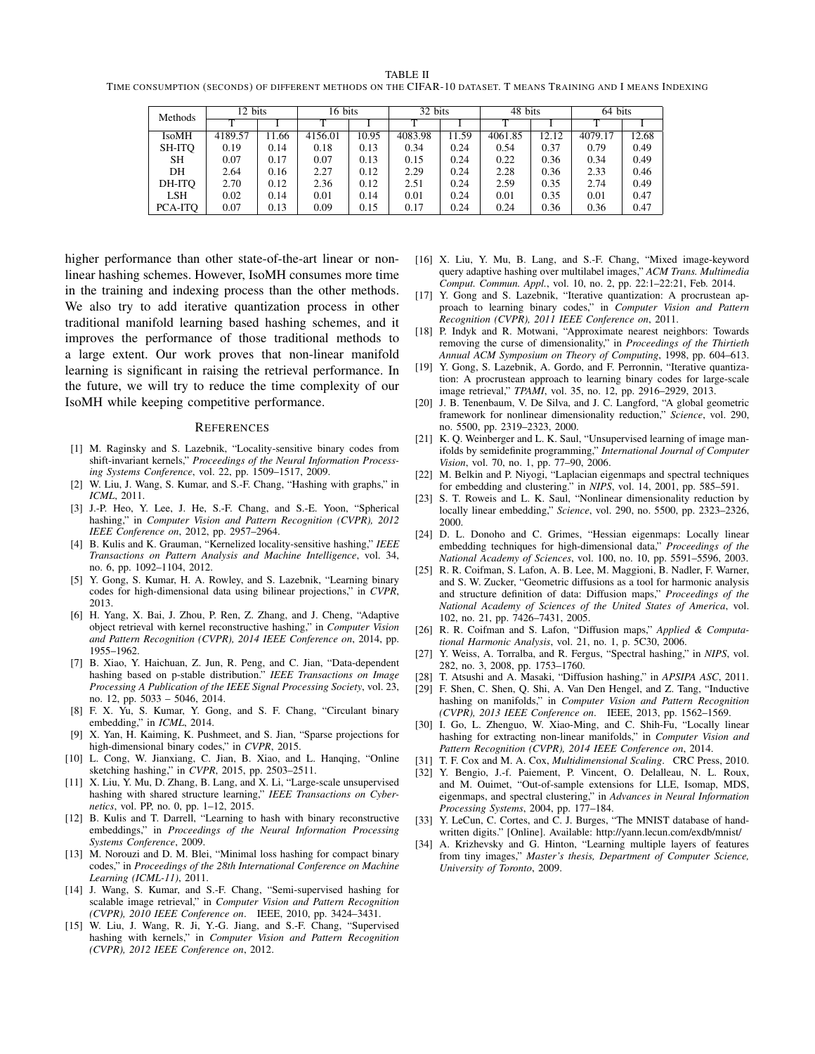TABLE II
TIME CONSUMPTION (SECONDS) OF DIFFERENT METHODS ON THE CIFAR-10 DATASET. T MEANS TRAINING AND I MEANS INDEXING

| Methods | 12 bits | | 16 bits | | 32 bits | | 48 bits | | 64 bits | |
|---|---|---|---|---|---|---|---|---|---|---|
| | T | I | T | I | T | I | T | I | T | I |
| IsoMH | 4189.57 | 11.66 | 4156.01 | 10.95 | 4083.98 | 11.59 | 4061.85 | 12.12 | 4079.17 | 12.68 |
| SH-ITQ | 0.19 | 0.14 | 0.18 | 0.13 | 0.34 | 0.24 | 0.54 | 0.37 | 0.79 | 0.49 |
| SH | 0.07 | 0.17 | 0.07 | 0.13 | 0.15 | 0.24 | 0.22 | 0.36 | 0.34 | 0.49 |
| DH | 2.64 | 0.16 | 2.27 | 0.12 | 2.29 | 0.24 | 2.28 | 0.36 | 2.33 | 0.46 |
| DH-ITQ | 2.70 | 0.12 | 2.36 | 0.12 | 2.51 | 0.24 | 2.59 | 0.35 | 2.74 | 0.49 |
| LSH | 0.02 | 0.14 | 0.01 | 0.14 | 0.01 | 0.24 | 0.01 | 0.35 | 0.01 | 0.47 |
| PCA-ITQ | 0.07 | 0.13 | 0.09 | 0.15 | 0.17 | 0.24 | 0.24 | 0.36 | 0.36 | 0.47 |

higher performance than other state-of-the-art linear or non-linear hashing schemes. However, IsoMH consumes more time in the training and indexing process than the other methods. We also try to add iterative quantization process in other traditional manifold learning based hashing schemes, and it improves the performance of those traditional methods to a large extent. Our work proves that non-linear manifold learning is significant in raising the retrieval performance. In the future, we will try to reduce the time complexity of our IsoMH while keeping competitive performance.

## REFERENCES

[1] M. Raginsky and S. Lazebnik, "Locality-sensitive binary codes from shift-invariant kernels," *Proceedings of the Neural Information Processing Systems Conference*, vol. 22, pp. 1509–1517, 2009.

[2] W. Liu, J. Wang, S. Kumar, and S.-F. Chang, "Hashing with graphs," in *ICML*, 2011.

[3] J.-P. Heo, Y. Lee, J. He, S.-F. Chang, and S.-E. Yoon, "Spherical hashing," in *Computer Vision and Pattern Recognition (CVPR), 2012 IEEE Conference on*, 2012, pp. 2957–2964.

[4] B. Kulis and K. Grauman, "Kernelized locality-sensitive hashing," *IEEE Transactions on Pattern Analysis and Machine Intelligence*, vol. 34, no. 6, pp. 1092–1104, 2012.

[5] Y. Gong, S. Kumar, H. A. Rowley, and S. Lazebnik, "Learning binary codes for high-dimensional data using bilinear projections," in *CVPR*, 2013.

[6] H. Yang, X. Bai, J. Zhou, P. Ren, Z. Zhang, and J. Cheng, "Adaptive object retrieval with kernel reconstructive hashing," in *Computer Vision and Pattern Recognition (CVPR), 2014 IEEE Conference on*, 2014, pp. 1955–1962.

[7] B. Xiao, Y. Haichuan, Z. Jun, R. Peng, and C. Jian, "Data-dependent hashing based on p-stable distribution." *IEEE Transactions on Image Processing A Publication of the IEEE Signal Processing Society*, vol. 23, no. 12, pp. 5033 – 5046, 2014.

[8] F. X. Yu, S. Kumar, Y. Gong, and S. F. Chang, "Circulant binary embedding," in *ICML*, 2014.

[9] X. Yan, H. Kaiming, K. Pushmeet, and S. Jian, "Sparse projections for high-dimensional binary codes," in *CVPR*, 2015.

[10] L. Cong, W. Jianxiang, C. Jian, B. Xiao, and L. Hanqing, "Online sketching hashing," in *CVPR*, 2015, pp. 2503–2511.

[11] X. Liu, Y. Mu, D. Zhang, B. Lang, and X. Li, "Large-scale unsupervised hashing with shared structure learning," *IEEE Transactions on Cybernetics*, vol. PP, no. 0, pp. 1–12, 2015.

[12] B. Kulis and T. Darrell, "Learning to hash with binary reconstructive embeddings," in *Proceedings of the Neural Information Processing Systems Conference*, 2009.

[13] M. Norouzi and D. M. Blei, "Minimal loss hashing for compact binary codes," in *Proceedings of the 28th International Conference on Machine Learning (ICML-11)*, 2011.

[14] J. Wang, S. Kumar, and S.-F. Chang, "Semi-supervised hashing for scalable image retrieval," in *Computer Vision and Pattern Recognition (CVPR), 2010 IEEE Conference on*. IEEE, 2010, pp. 3424–3431.

[15] W. Liu, J. Wang, R. Ji, Y.-G. Jiang, and S.-F. Chang, "Supervised hashing with kernels," in *Computer Vision and Pattern Recognition (CVPR), 2012 IEEE Conference on*, 2012.

[16] X. Liu, Y. Mu, B. Lang, and S.-F. Chang, "Mixed image-keyword query adaptive hashing over multilabel images," *ACM Trans. Multimedia Comput. Commun. Appl.*, vol. 10, no. 2, pp. 22:1–22:21, Feb. 2014.

[17] Y. Gong and S. Lazebnik, "Iterative quantization: A procrustean approach to learning binary codes," in *Computer Vision and Pattern Recognition (CVPR), 2011 IEEE Conference on*, 2011.

[18] P. Indyk and R. Motwani, "Approximate nearest neighbors: Towards removing the curse of dimensionality," in *Proceedings of the Thirtieth Annual ACM Symposium on Theory of Computing*, 1998, pp. 604–613.

[19] Y. Gong, S. Lazebnik, A. Gordo, and F. Perronnin, "Iterative quantization: A procrustean approach to learning binary codes for large-scale image retrieval," *TPAMI*, vol. 35, no. 12, pp. 2916–2929, 2013.

[20] J. B. Tenenbaum, V. De Silva, and J. C. Langford, "A global geometric framework for nonlinear dimensionality reduction," *Science*, vol. 290, no. 5500, pp. 2319–2323, 2000.

[21] K. Q. Weinberger and L. K. Saul, "Unsupervised learning of image manifolds by semidefinite programming," *International Journal of Computer Vision*, vol. 70, no. 1, pp. 77–90, 2006.

[22] M. Belkin and P. Niyogi, "Laplacian eigenmaps and spectral techniques for embedding and clustering." in *NIPS*, vol. 14, 2001, pp. 585–591.

[23] S. T. Roweis and L. K. Saul, "Nonlinear dimensionality reduction by locally linear embedding," *Science*, vol. 290, no. 5500, pp. 2323–2326, 2000.

[24] D. L. Donoho and C. Grimes, "Hessian eigenmaps: Locally linear embedding techniques for high-dimensional data," *Proceedings of the National Academy of Sciences*, vol. 100, no. 10, pp. 5591–5596, 2003.

[25] R. R. Coifman, S. Lafon, A. B. Lee, M. Maggioni, B. Nadler, F. Warner, and S. W. Zucker, "Geometric diffusions as a tool for harmonic analysis and structure definition of data: Diffusion maps," *Proceedings of the National Academy of Sciences of the United States of America*, vol. 102, no. 21, pp. 7426–7431, 2005.

[26] R. R. Coifman and S. Lafon, "Diffusion maps," *Applied & Computational Harmonic Analysis*, vol. 21, no. 1, p. 5C30, 2006.

[27] Y. Weiss, A. Torralba, and R. Fergus, "Spectral hashing," in *NIPS*, vol. 282, no. 3, 2008, pp. 1753–1760.

[28] T. Atsushi and A. Masaki, "Diffusion hashing," in *APSIPA ASC*, 2011.

[29] F. Shen, C. Shen, Q. Shi, A. Van Den Hengel, and Z. Tang, "Inductive hashing on manifolds," in *Computer Vision and Pattern Recognition (CVPR), 2013 IEEE Conference on*. IEEE, 2013, pp. 1562–1569.

[30] I. Go, L. Zhenguo, W. Xiao-Ming, and C. Shih-Fu, "Locally linear hashing for extracting non-linear manifolds," in *Computer Vision and Pattern Recognition (CVPR), 2014 IEEE Conference on*, 2014.

[31] T. F. Cox and M. A. Cox, *Multidimensional Scaling*. CRC Press, 2010.

[32] Y. Bengio, J.-f. Paiement, P. Vincent, O. Delalleau, N. L. Roux, and M. Ouimet, "Out-of-sample extensions for LLE, Isomap, MDS, eigenmaps, and spectral clustering," in *Advances in Neural Information Processing Systems*, 2004, pp. 177–184.

[33] Y. LeCun, C. Cortes, and C. J. Burges, "The MNIST database of handwritten digits." [Online]. Available: http://yann.lecun.com/exdb/mnist/

[34] A. Krizhevsky and G. Hinton, "Learning multiple layers of features from tiny images," *Master's thesis, Department of Computer Science, University of Toronto*, 2009.